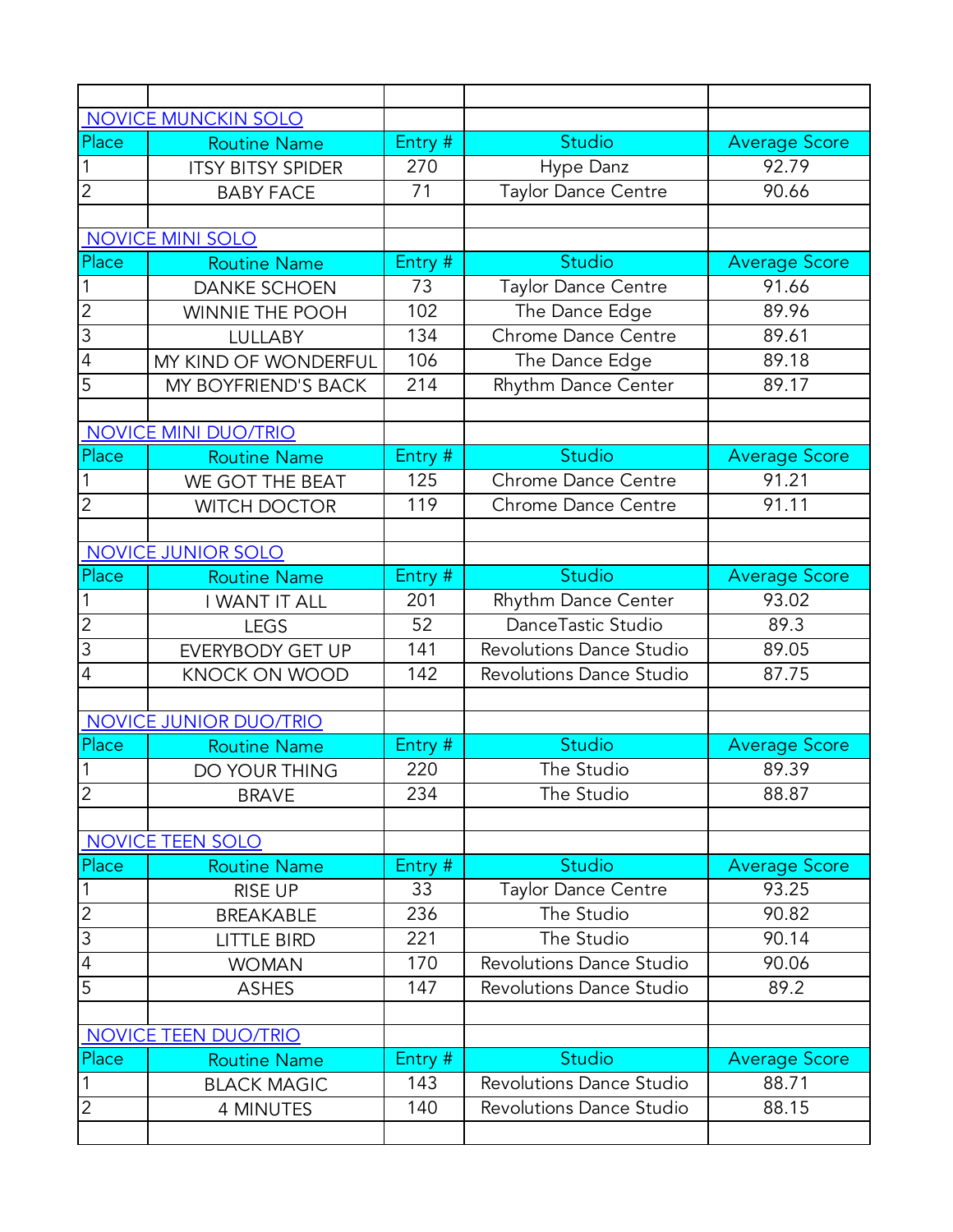| | | | | |
|---|---|---|---|---|
| NOVICE MUNCKIN SOLO | | | | |
| Place | Routine Name | Entry # | Studio | Average Score |
| 1 | ITSY BITSY SPIDER | 270 | Hype Danz | 92.79 |
| 2 | BABY FACE | 71 | Taylor Dance Centre | 90.66 |
| | | | | |
| NOVICE MINI SOLO | | | | |
| Place | Routine Name | Entry # | Studio | Average Score |
| 1 | DANKE SCHOEN | 73 | Taylor Dance Centre | 91.66 |
| 2 | WINNIE THE POOH | 102 | The Dance Edge | 89.96 |
| 3 | LULLABY | 134 | Chrome Dance Centre | 89.61 |
| 4 | MY KIND OF WONDERFUL | 106 | The Dance Edge | 89.18 |
| 5 | MY BOYFRIEND'S BACK | 214 | Rhythm Dance Center | 89.17 |
| | | | | |
| NOVICE MINI DUO/TRIO | | | | |
| Place | Routine Name | Entry # | Studio | Average Score |
| 1 | WE GOT THE BEAT | 125 | Chrome Dance Centre | 91.21 |
| 2 | WITCH DOCTOR | 119 | Chrome Dance Centre | 91.11 |
| | | | | |
| NOVICE JUNIOR SOLO | | | | |
| Place | Routine Name | Entry # | Studio | Average Score |
| 1 | I WANT IT ALL | 201 | Rhythm Dance Center | 93.02 |
| 2 | LEGS | 52 | DanceTastic Studio | 89.3 |
| 3 | EVERYBODY GET UP | 141 | Revolutions Dance Studio | 89.05 |
| 4 | KNOCK ON WOOD | 142 | Revolutions Dance Studio | 87.75 |
| | | | | |
| NOVICE JUNIOR DUO/TRIO | | | | |
| Place | Routine Name | Entry # | Studio | Average Score |
| 1 | DO YOUR THING | 220 | The Studio | 89.39 |
| 2 | BRAVE | 234 | The Studio | 88.87 |
| | | | | |
| NOVICE TEEN SOLO | | | | |
| Place | Routine Name | Entry # | Studio | Average Score |
| 1 | RISE UP | 33 | Taylor Dance Centre | 93.25 |
| 2 | BREAKABLE | 236 | The Studio | 90.82 |
| 3 | LITTLE BIRD | 221 | The Studio | 90.14 |
| 4 | WOMAN | 170 | Revolutions Dance Studio | 90.06 |
| 5 | ASHES | 147 | Revolutions Dance Studio | 89.2 |
| | | | | |
| NOVICE TEEN DUO/TRIO | | | | |
| Place | Routine Name | Entry # | Studio | Average Score |
| 1 | BLACK MAGIC | 143 | Revolutions Dance Studio | 88.71 |
| 2 | 4 MINUTES | 140 | Revolutions Dance Studio | 88.15 |
| | | | | |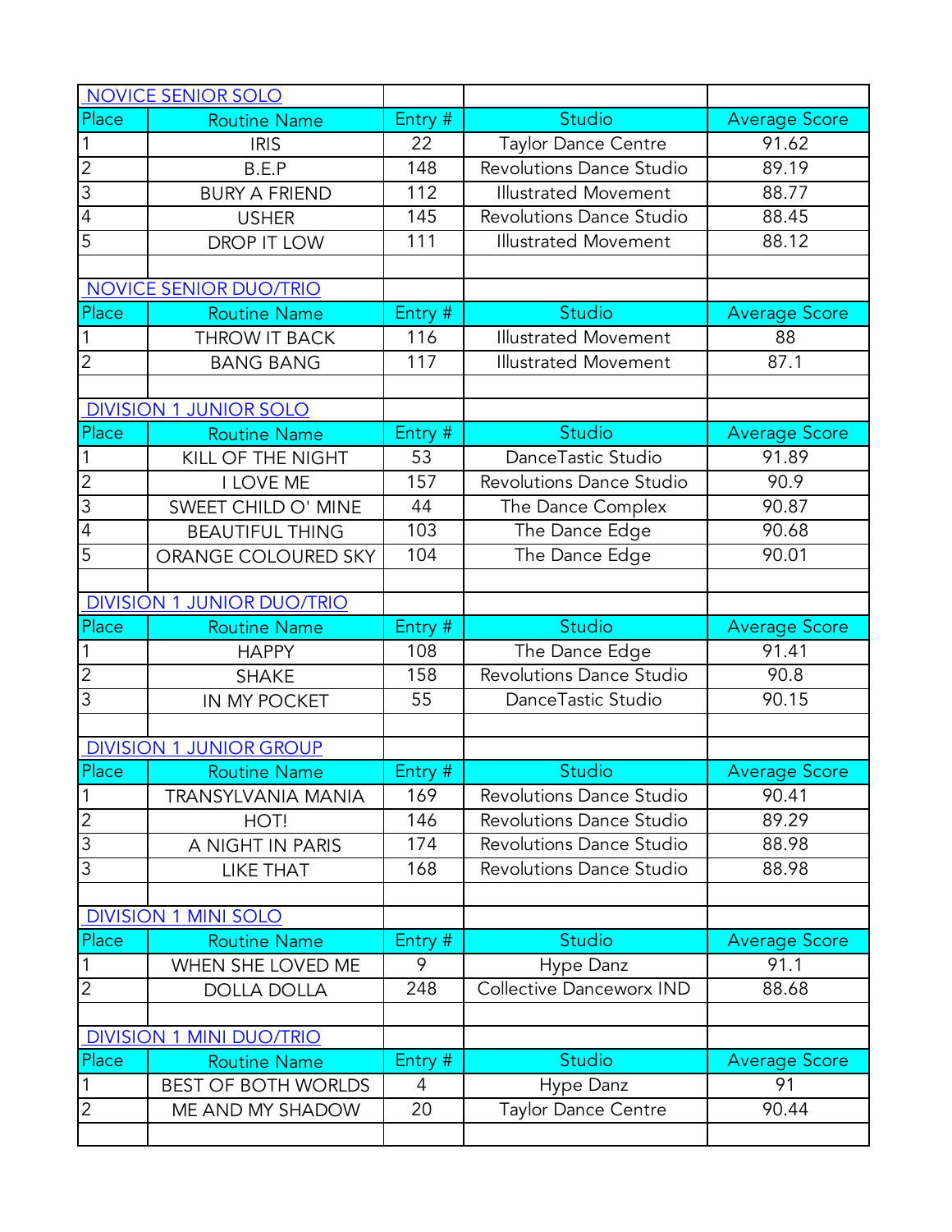## NOVICE SENIOR SOLO

| Place | Routine Name | Entry # | Studio | Average Score |
|---|---|---|---|---|
| 1 | IRIS | 22 | Taylor Dance Centre | 91.62 |
| 2 | B.E.P | 148 | Revolutions Dance Studio | 89.19 |
| 3 | BURY A FRIEND | 112 | Illustrated Movement | 88.77 |
| 4 | USHER | 145 | Revolutions Dance Studio | 88.45 |
| 5 | DROP IT LOW | 111 | Illustrated Movement | 88.12 |

## NOVICE SENIOR DUO/TRIO

| Place | Routine Name | Entry # | Studio | Average Score |
|---|---|---|---|---|
| 1 | THROW IT BACK | 116 | Illustrated Movement | 88 |
| 2 | BANG BANG | 117 | Illustrated Movement | 87.1 |

## DIVISION 1 JUNIOR SOLO

| Place | Routine Name | Entry # | Studio | Average Score |
|---|---|---|---|---|
| 1 | KILL OF THE NIGHT | 53 | DanceTastic Studio | 91.89 |
| 2 | I LOVE ME | 157 | Revolutions Dance Studio | 90.9 |
| 3 | SWEET CHILD O' MINE | 44 | The Dance Complex | 90.87 |
| 4 | BEAUTIFUL THING | 103 | The Dance Edge | 90.68 |
| 5 | ORANGE COLOURED SKY | 104 | The Dance Edge | 90.01 |

## DIVISION 1 JUNIOR DUO/TRIO

| Place | Routine Name | Entry # | Studio | Average Score |
|---|---|---|---|---|
| 1 | HAPPY | 108 | The Dance Edge | 91.41 |
| 2 | SHAKE | 158 | Revolutions Dance Studio | 90.8 |
| 3 | IN MY POCKET | 55 | DanceTastic Studio | 90.15 |

## DIVISION 1 JUNIOR GROUP

| Place | Routine Name | Entry # | Studio | Average Score |
|---|---|---|---|---|
| 1 | TRANSYLVANIA MANIA | 169 | Revolutions Dance Studio | 90.41 |
| 2 | HOT! | 146 | Revolutions Dance Studio | 89.29 |
| 3 | A NIGHT IN PARIS | 174 | Revolutions Dance Studio | 88.98 |
| 3 | LIKE THAT | 168 | Revolutions Dance Studio | 88.98 |

## DIVISION 1 MINI SOLO

| Place | Routine Name | Entry # | Studio | Average Score |
|---|---|---|---|---|
| 1 | WHEN SHE LOVED ME | 9 | Hype Danz | 91.1 |
| 2 | DOLLA DOLLA | 248 | Collective Danceworx IND | 88.68 |

## DIVISION 1 MINI DUO/TRIO

| Place | Routine Name | Entry # | Studio | Average Score |
|---|---|---|---|---|
| 1 | BEST OF BOTH WORLDS | 4 | Hype Danz | 91 |
| 2 | ME AND MY SHADOW | 20 | Taylor Dance Centre | 90.44 |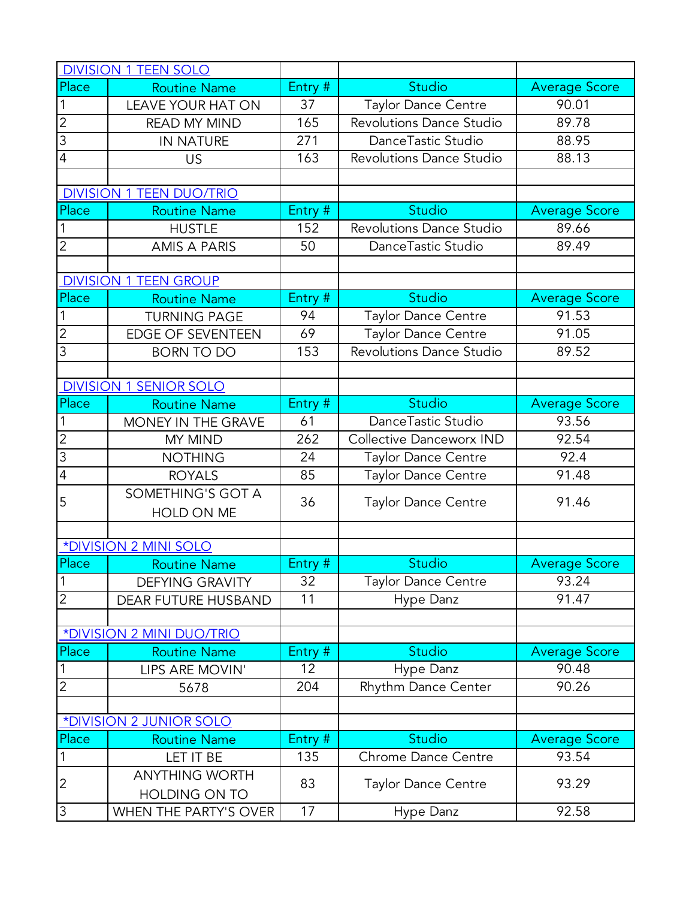## DIVISION 1 TEEN SOLO

| Place | Routine Name | Entry # | Studio | Average Score |
|---|---|---|---|---|
| 1 | LEAVE YOUR HAT ON | 37 | Taylor Dance Centre | 90.01 |
| 2 | READ MY MIND | 165 | Revolutions Dance Studio | 89.78 |
| 3 | IN NATURE | 271 | DanceTastic Studio | 88.95 |
| 4 | US | 163 | Revolutions Dance Studio | 88.13 |

## DIVISION 1 TEEN DUO/TRIO

| Place | Routine Name | Entry # | Studio | Average Score |
|---|---|---|---|---|
| 1 | HUSTLE | 152 | Revolutions Dance Studio | 89.66 |
| 2 | AMIS A PARIS | 50 | DanceTastic Studio | 89.49 |

## DIVISION 1 TEEN GROUP

| Place | Routine Name | Entry # | Studio | Average Score |
|---|---|---|---|---|
| 1 | TURNING PAGE | 94 | Taylor Dance Centre | 91.53 |
| 2 | EDGE OF SEVENTEEN | 69 | Taylor Dance Centre | 91.05 |
| 3 | BORN TO DO | 153 | Revolutions Dance Studio | 89.52 |

## DIVISION 1 SENIOR SOLO

| Place | Routine Name | Entry # | Studio | Average Score |
|---|---|---|---|---|
| 1 | MONEY IN THE GRAVE | 61 | DanceTastic Studio | 93.56 |
| 2 | MY MIND | 262 | Collective Danceworx IND | 92.54 |
| 3 | NOTHING | 24 | Taylor Dance Centre | 92.4 |
| 4 | ROYALS | 85 | Taylor Dance Centre | 91.48 |
| 5 | SOMETHING'S GOT A HOLD ON ME | 36 | Taylor Dance Centre | 91.46 |

## *DIVISION 2 MINI SOLO

| Place | Routine Name | Entry # | Studio | Average Score |
|---|---|---|---|---|
| 1 | DEFYING GRAVITY | 32 | Taylor Dance Centre | 93.24 |
| 2 | DEAR FUTURE HUSBAND | 11 | Hype Danz | 91.47 |

## *DIVISION 2 MINI DUO/TRIO

| Place | Routine Name | Entry # | Studio | Average Score |
|---|---|---|---|---|
| 1 | LIPS ARE MOVIN' | 12 | Hype Danz | 90.48 |
| 2 | 5678 | 204 | Rhythm Dance Center | 90.26 |

## *DIVISION 2 JUNIOR SOLO

| Place | Routine Name | Entry # | Studio | Average Score |
|---|---|---|---|---|
| 1 | LET IT BE | 135 | Chrome Dance Centre | 93.54 |
| 2 | ANYTHING WORTH HOLDING ON TO | 83 | Taylor Dance Centre | 93.29 |
| 3 | WHEN THE PARTY'S OVER | 17 | Hype Danz | 92.58 |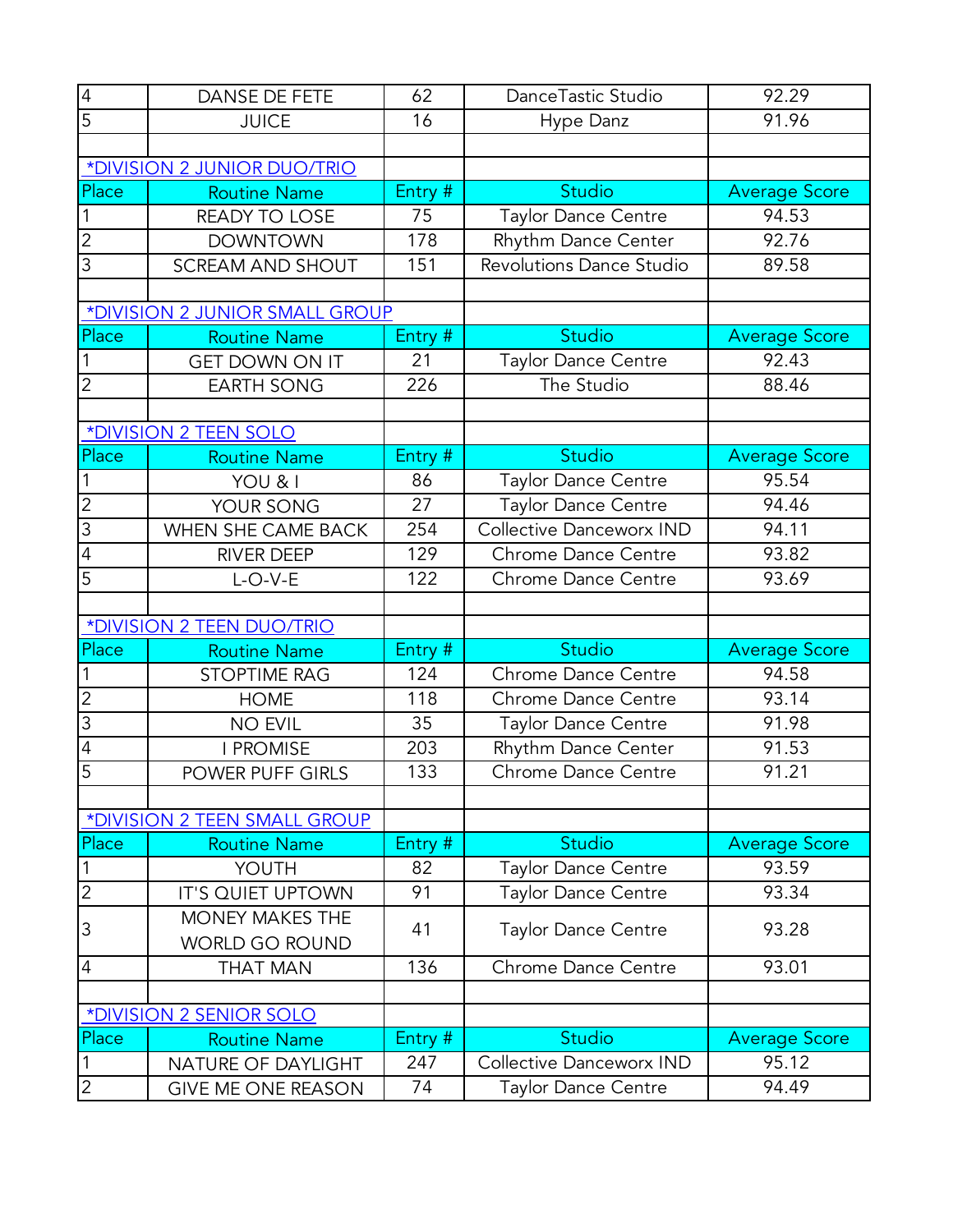| Place | Routine Name | Entry # | Studio | Average Score |
|---|---|---|---|---|
| 4 | DANSE DE FETE | 62 | DanceTastic Studio | 92.29 |
| 5 | JUICE | 16 | Hype Danz | 91.96 |

### *DIVISION 2 JUNIOR DUO/TRIO

| Place | Routine Name | Entry # | Studio | Average Score |
|---|---|---|---|---|
| 1 | READY TO LOSE | 75 | Taylor Dance Centre | 94.53 |
| 2 | DOWNTOWN | 178 | Rhythm Dance Center | 92.76 |
| 3 | SCREAM AND SHOUT | 151 | Revolutions Dance Studio | 89.58 |

### *DIVISION 2 JUNIOR SMALL GROUP

| Place | Routine Name | Entry # | Studio | Average Score |
|---|---|---|---|---|
| 1 | GET DOWN ON IT | 21 | Taylor Dance Centre | 92.43 |
| 2 | EARTH SONG | 226 | The Studio | 88.46 |

### *DIVISION 2 TEEN SOLO

| Place | Routine Name | Entry # | Studio | Average Score |
|---|---|---|---|---|
| 1 | YOU & I | 86 | Taylor Dance Centre | 95.54 |
| 2 | YOUR SONG | 27 | Taylor Dance Centre | 94.46 |
| 3 | WHEN SHE CAME BACK | 254 | Collective Danceworx IND | 94.11 |
| 4 | RIVER DEEP | 129 | Chrome Dance Centre | 93.82 |
| 5 | L-O-V-E | 122 | Chrome Dance Centre | 93.69 |

### *DIVISION 2 TEEN DUO/TRIO

| Place | Routine Name | Entry # | Studio | Average Score |
|---|---|---|---|---|
| 1 | STOPTIME RAG | 124 | Chrome Dance Centre | 94.58 |
| 2 | HOME | 118 | Chrome Dance Centre | 93.14 |
| 3 | NO EVIL | 35 | Taylor Dance Centre | 91.98 |
| 4 | I PROMISE | 203 | Rhythm Dance Center | 91.53 |
| 5 | POWER PUFF GIRLS | 133 | Chrome Dance Centre | 91.21 |

### *DIVISION 2 TEEN SMALL GROUP

| Place | Routine Name | Entry # | Studio | Average Score |
|---|---|---|---|---|
| 1 | YOUTH | 82 | Taylor Dance Centre | 93.59 |
| 2 | IT'S QUIET UPTOWN | 91 | Taylor Dance Centre | 93.34 |
| 3 | MONEY MAKES THE WORLD GO ROUND | 41 | Taylor Dance Centre | 93.28 |
| 4 | THAT MAN | 136 | Chrome Dance Centre | 93.01 |

### *DIVISION 2 SENIOR SOLO

| Place | Routine Name | Entry # | Studio | Average Score |
|---|---|---|---|---|
| 1 | NATURE OF DAYLIGHT | 247 | Collective Danceworx IND | 95.12 |
| 2 | GIVE ME ONE REASON | 74 | Taylor Dance Centre | 94.49 |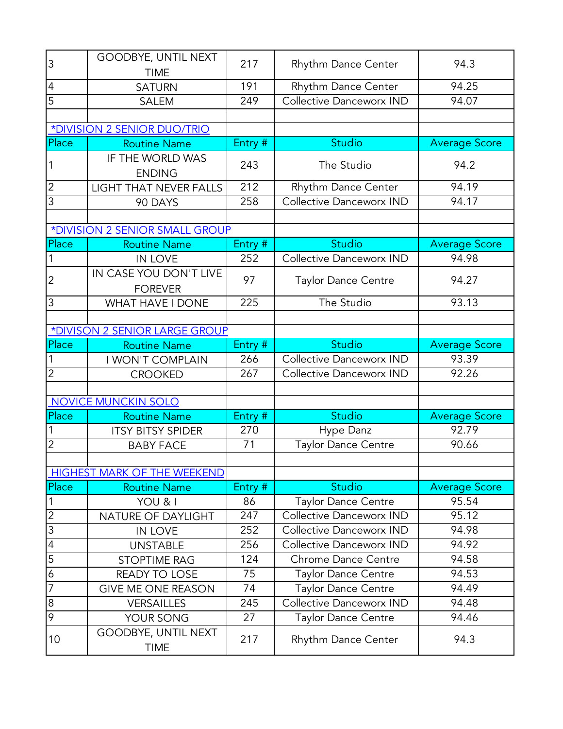| | | | | |
|---|---|---|---|---|
| 3 | GOODBYE, UNTIL NEXT TIME | 217 | Rhythm Dance Center | 94.3 |
| 4 | SATURN | 191 | Rhythm Dance Center | 94.25 |
| 5 | SALEM | 249 | Collective Danceworx IND | 94.07 |

*DIVISION 2 SENIOR DUO/TRIO

| Place | Routine Name | Entry # | Studio | Average Score |
|---|---|---|---|---|
| 1 | IF THE WORLD WAS ENDING | 243 | The Studio | 94.2 |
| 2 | LIGHT THAT NEVER FALLS | 212 | Rhythm Dance Center | 94.19 |
| 3 | 90 DAYS | 258 | Collective Danceworx IND | 94.17 |

*DIVISION 2 SENIOR SMALL GROUP

| Place | Routine Name | Entry # | Studio | Average Score |
|---|---|---|---|---|
| 1 | IN LOVE | 252 | Collective Danceworx IND | 94.98 |
| 2 | IN CASE YOU DON'T LIVE FOREVER | 97 | Taylor Dance Centre | 94.27 |
| 3 | WHAT HAVE I DONE | 225 | The Studio | 93.13 |

*DIVISON 2 SENIOR LARGE GROUP

| Place | Routine Name | Entry # | Studio | Average Score |
|---|---|---|---|---|
| 1 | I WON'T COMPLAIN | 266 | Collective Danceworx IND | 93.39 |
| 2 | CROOKED | 267 | Collective Danceworx IND | 92.26 |

NOVICE MUNCKIN SOLO

| Place | Routine Name | Entry # | Studio | Average Score |
|---|---|---|---|---|
| 1 | ITSY BITSY SPIDER | 270 | Hype Danz | 92.79 |
| 2 | BABY FACE | 71 | Taylor Dance Centre | 90.66 |

HIGHEST MARK OF THE WEEKEND

| Place | Routine Name | Entry # | Studio | Average Score |
|---|---|---|---|---|
| 1 | YOU & I | 86 | Taylor Dance Centre | 95.54 |
| 2 | NATURE OF DAYLIGHT | 247 | Collective Danceworx IND | 95.12 |
| 3 | IN LOVE | 252 | Collective Danceworx IND | 94.98 |
| 4 | UNSTABLE | 256 | Collective Danceworx IND | 94.92 |
| 5 | STOPTIME RAG | 124 | Chrome Dance Centre | 94.58 |
| 6 | READY TO LOSE | 75 | Taylor Dance Centre | 94.53 |
| 7 | GIVE ME ONE REASON | 74 | Taylor Dance Centre | 94.49 |
| 8 | VERSAILLES | 245 | Collective Danceworx IND | 94.48 |
| 9 | YOUR SONG | 27 | Taylor Dance Centre | 94.46 |
| 10 | GOODBYE, UNTIL NEXT TIME | 217 | Rhythm Dance Center | 94.3 |